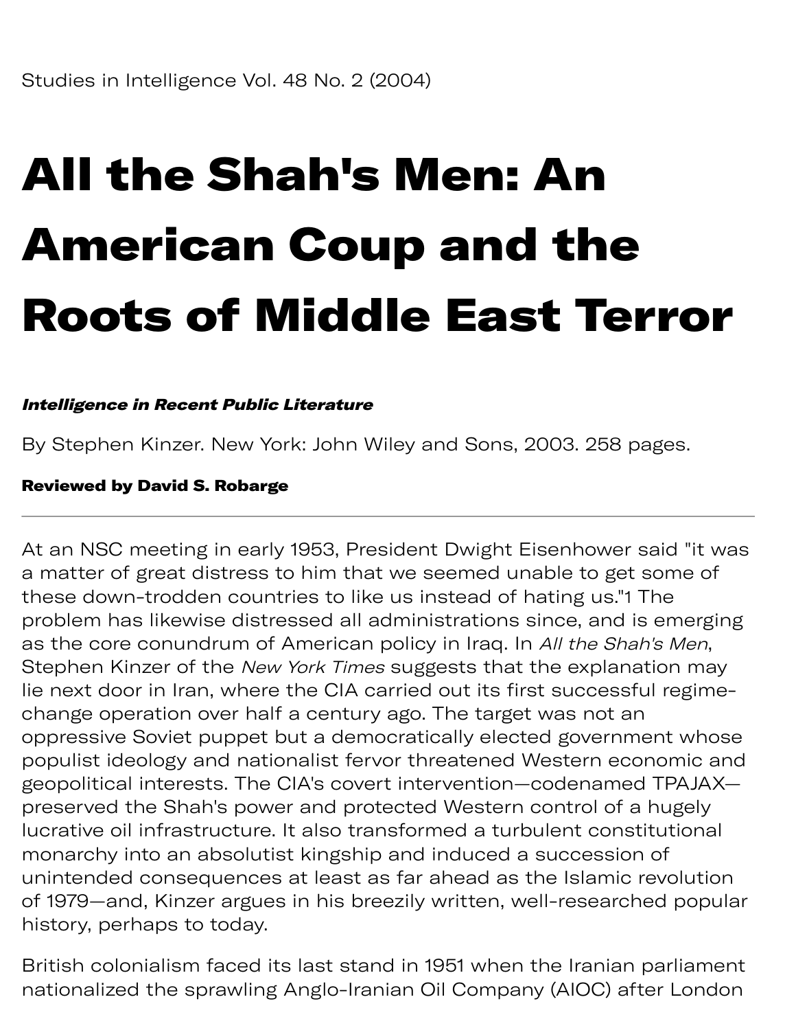Studies in Intelligence Vol. 48 No. 2 (2004)

# All the Shah's Men: An American Coup and the Roots of Middle East Terror

***Intelligence in Recent Public Literature***

By Stephen Kinzer. New York: John Wiley and Sons, 2003. 258 pages.

**Reviewed by David S. Robarge**

---

At an NSC meeting in early 1953, President Dwight Eisenhower said "it was a matter of great distress to him that we seemed unable to get some of these down-trodden countries to like us instead of hating us."[1] The problem has likewise distressed all administrations since, and is emerging as the core conundrum of American policy in Iraq. In *All the Shah's Men*, Stephen Kinzer of the *New York Times* suggests that the explanation may lie next door in Iran, where the CIA carried out its first successful regime-change operation over half a century ago. The target was not an oppressive Soviet puppet but a democratically elected government whose populist ideology and nationalist fervor threatened Western economic and geopolitical interests. The CIA's covert intervention—codenamed TPAJAX—preserved the Shah's power and protected Western control of a hugely lucrative oil infrastructure. It also transformed a turbulent constitutional monarchy into an absolutist kingship and induced a succession of unintended consequences at least as far ahead as the Islamic revolution of 1979—and, Kinzer argues in his breezily written, well-researched popular history, perhaps to today.

British colonialism faced its last stand in 1951 when the Iranian parliament nationalized the sprawling Anglo-Iranian Oil Company (AIOC) after London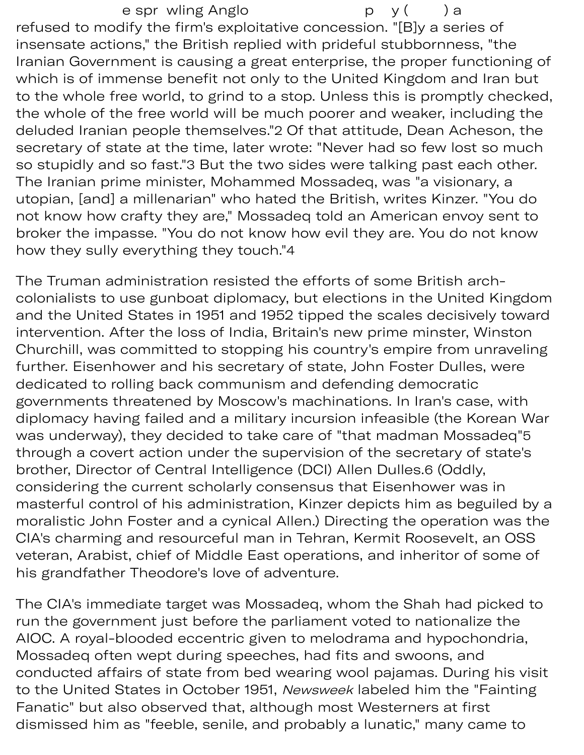e spr wling Anglo p y ( ) a refused to modify the firm's exploitative concession. "[B]y a series of insensate actions," the British replied with prideful stubbornness, "the Iranian Government is causing a great enterprise, the proper functioning of which is of immense benefit not only to the United Kingdom and Iran but to the whole free world, to grind to a stop. Unless this is promptly checked, the whole of the free world will be much poorer and weaker, including the deluded Iranian people themselves."2 Of that attitude, Dean Acheson, the secretary of state at the time, later wrote: "Never had so few lost so much so stupidly and so fast."3 But the two sides were talking past each other. The Iranian prime minister, Mohammed Mossadeq, was "a visionary, a utopian, [and] a millenarian" who hated the British, writes Kinzer. "You do not know how crafty they are," Mossadeq told an American envoy sent to broker the impasse. "You do not know how evil they are. You do not know how they sully everything they touch."4

The Truman administration resisted the efforts of some British arch-colonialists to use gunboat diplomacy, but elections in the United Kingdom and the United States in 1951 and 1952 tipped the scales decisively toward intervention. After the loss of India, Britain's new prime minster, Winston Churchill, was committed to stopping his country's empire from unraveling further. Eisenhower and his secretary of state, John Foster Dulles, were dedicated to rolling back communism and defending democratic governments threatened by Moscow's machinations. In Iran's case, with diplomacy having failed and a military incursion infeasible (the Korean War was underway), they decided to take care of "that madman Mossadeq"5 through a covert action under the supervision of the secretary of state's brother, Director of Central Intelligence (DCI) Allen Dulles.6 (Oddly, considering the current scholarly consensus that Eisenhower was in masterful control of his administration, Kinzer depicts him as beguiled by a moralistic John Foster and a cynical Allen.) Directing the operation was the CIA's charming and resourceful man in Tehran, Kermit Roosevelt, an OSS veteran, Arabist, chief of Middle East operations, and inheritor of some of his grandfather Theodore's love of adventure.

The CIA's immediate target was Mossadeq, whom the Shah had picked to run the government just before the parliament voted to nationalize the AIOC. A royal-blooded eccentric given to melodrama and hypochondria, Mossadeq often wept during speeches, had fits and swoons, and conducted affairs of state from bed wearing wool pajamas. During his visit to the United States in October 1951, *Newsweek* labeled him the "Fainting Fanatic" but also observed that, although most Westerners at first dismissed him as "feeble, senile, and probably a lunatic," many came to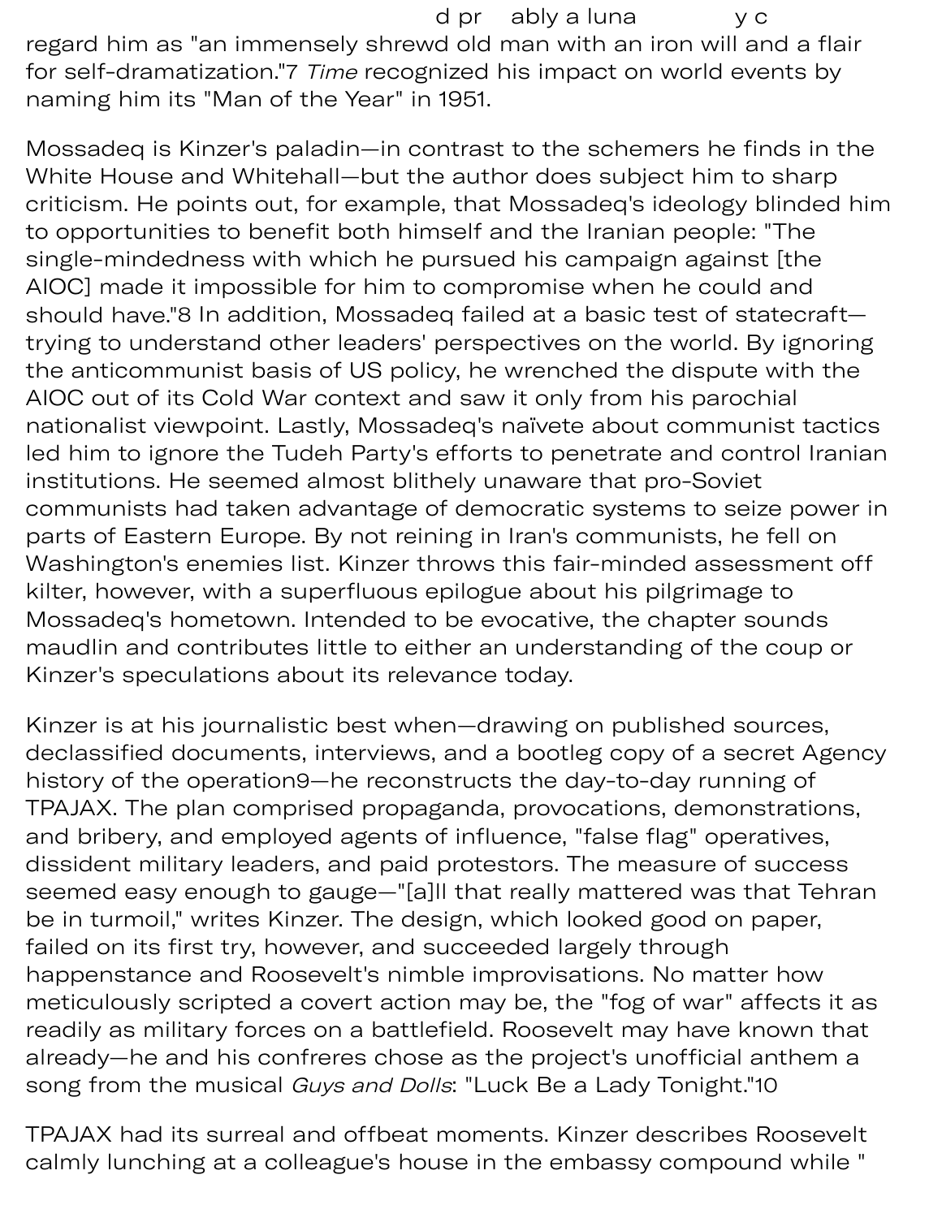regard him as "an immensely shrewd old man with an iron will and a flair for self-dramatization."[7] *Time* recognized his impact on world events by naming him its "Man of the Year" in 1951.

Mossadeq is Kinzer's paladin—in contrast to the schemers he finds in the White House and Whitehall—but the author does subject him to sharp criticism. He points out, for example, that Mossadeq's ideology blinded him to opportunities to benefit both himself and the Iranian people: "The single-mindedness with which he pursued his campaign against [the AIOC] made it impossible for him to compromise when he could and should have."[8] In addition, Mossadeq failed at a basic test of statecraft—trying to understand other leaders' perspectives on the world. By ignoring the anticommunist basis of US policy, he wrenched the dispute with the AIOC out of its Cold War context and saw it only from his parochial nationalist viewpoint. Lastly, Mossadeq's naïvete about communist tactics led him to ignore the Tudeh Party's efforts to penetrate and control Iranian institutions. He seemed almost blithely unaware that pro-Soviet communists had taken advantage of democratic systems to seize power in parts of Eastern Europe. By not reining in Iran's communists, he fell on Washington's enemies list. Kinzer throws this fair-minded assessment off kilter, however, with a superfluous epilogue about his pilgrimage to Mossadeq's hometown. Intended to be evocative, the chapter sounds maudlin and contributes little to either an understanding of the coup or Kinzer's speculations about its relevance today.

Kinzer is at his journalistic best when—drawing on published sources, declassified documents, interviews, and a bootleg copy of a secret Agency history of the operation[9]—he reconstructs the day-to-day running of TPAJAX. The plan comprised propaganda, provocations, demonstrations, and bribery, and employed agents of influence, "false flag" operatives, dissident military leaders, and paid protestors. The measure of success seemed easy enough to gauge—"[a]ll that really mattered was that Tehran be in turmoil," writes Kinzer. The design, which looked good on paper, failed on its first try, however, and succeeded largely through happenstance and Roosevelt's nimble improvisations. No matter how meticulously scripted a covert action may be, the "fog of war" affects it as readily as military forces on a battlefield. Roosevelt may have known that already—he and his confreres chose as the project's unofficial anthem a song from the musical *Guys and Dolls*: "Luck Be a Lady Tonight."[10]

TPAJAX had its surreal and offbeat moments. Kinzer describes Roosevelt calmly lunching at a colleague's house in the embassy compound while "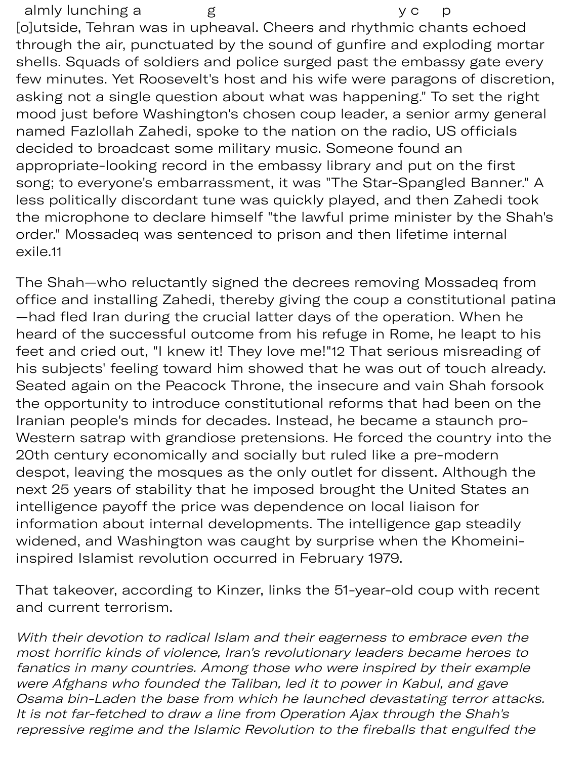almly lunching a g y c p [o]utside, Tehran was in upheaval. Cheers and rhythmic chants echoed through the air, punctuated by the sound of gunfire and exploding mortar shells. Squads of soldiers and police surged past the embassy gate every few minutes. Yet Roosevelt's host and his wife were paragons of discretion, asking not a single question about what was happening." To set the right mood just before Washington's chosen coup leader, a senior army general named Fazlollah Zahedi, spoke to the nation on the radio, US officials decided to broadcast some military music. Someone found an appropriate-looking record in the embassy library and put on the first song; to everyone's embarrassment, it was "The Star-Spangled Banner." A less politically discordant tune was quickly played, and then Zahedi took the microphone to declare himself "the lawful prime minister by the Shah's order." Mossadeq was sentenced to prison and then lifetime internal exile.[11]

The Shah—who reluctantly signed the decrees removing Mossadeq from office and installing Zahedi, thereby giving the coup a constitutional patina—had fled Iran during the crucial latter days of the operation. When he heard of the successful outcome from his refuge in Rome, he leapt to his feet and cried out, "I knew it! They love me!"[12] That serious misreading of his subjects' feeling toward him showed that he was out of touch already. Seated again on the Peacock Throne, the insecure and vain Shah forsook the opportunity to introduce constitutional reforms that had been on the Iranian people's minds for decades. Instead, he became a staunch pro-Western satrap with grandiose pretensions. He forced the country into the 20th century economically and socially but ruled like a pre-modern despot, leaving the mosques as the only outlet for dissent. Although the next 25 years of stability that he imposed brought the United States an intelligence payoff the price was dependence on local liaison for information about internal developments. The intelligence gap steadily widened, and Washington was caught by surprise when the Khomeini-inspired Islamist revolution occurred in February 1979.

That takeover, according to Kinzer, links the 51-year-old coup with recent and current terrorism.

*With their devotion to radical Islam and their eagerness to embrace even the most horrific kinds of violence, Iran's revolutionary leaders became heroes to fanatics in many countries. Among those who were inspired by their example were Afghans who founded the Taliban, led it to power in Kabul, and gave Osama bin-Laden the base from which he launched devastating terror attacks. It is not far-fetched to draw a line from Operation Ajax through the Shah's repressive regime and the Islamic Revolution to the fireballs that engulfed the*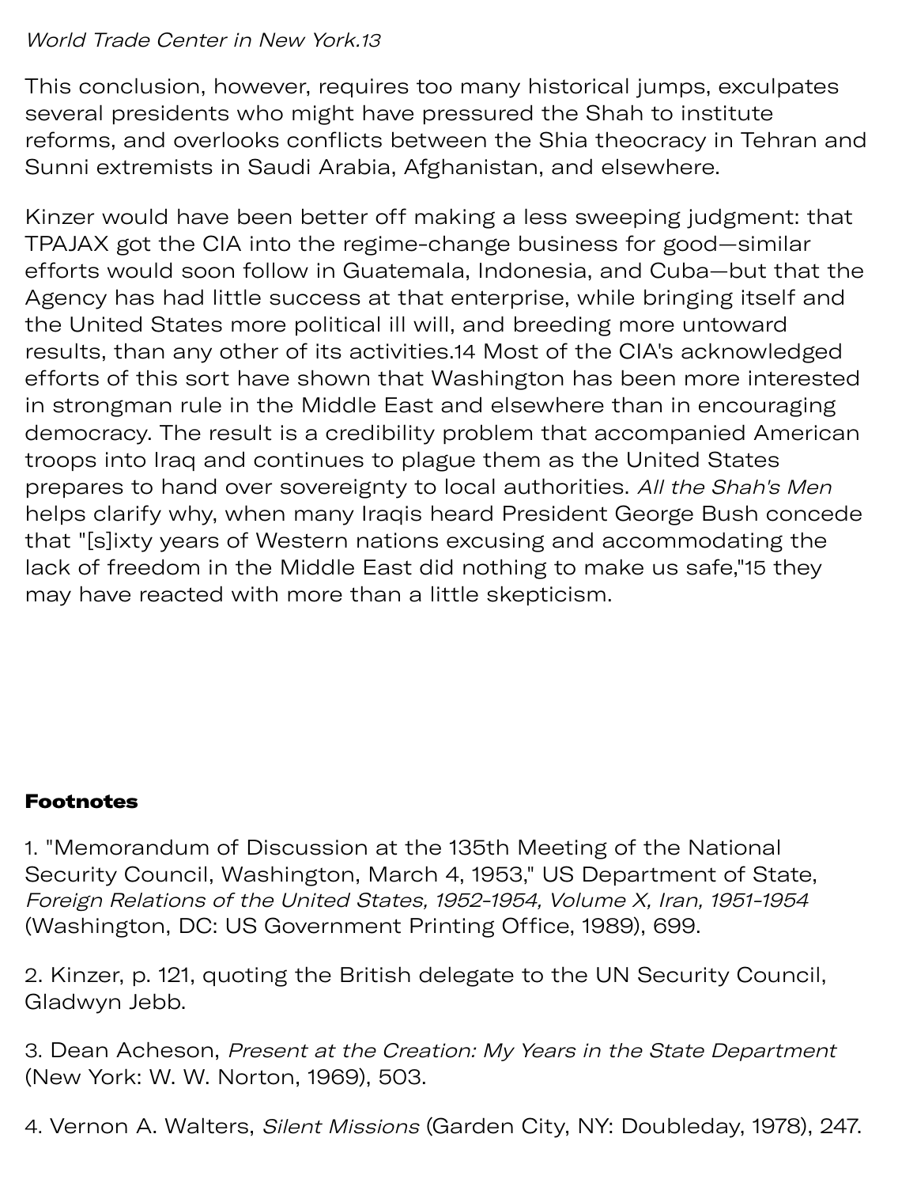*World Trade Center in New York.13*

This conclusion, however, requires too many historical jumps, exculpates several presidents who might have pressured the Shah to institute reforms, and overlooks conflicts between the Shia theocracy in Tehran and Sunni extremists in Saudi Arabia, Afghanistan, and elsewhere.

Kinzer would have been better off making a less sweeping judgment: that TPAJAX got the CIA into the regime-change business for good—similar efforts would soon follow in Guatemala, Indonesia, and Cuba—but that the Agency has had little success at that enterprise, while bringing itself and the United States more political ill will, and breeding more untoward results, than any other of its activities.[14] Most of the CIA's acknowledged efforts of this sort have shown that Washington has been more interested in strongman rule in the Middle East and elsewhere than in encouraging democracy. The result is a credibility problem that accompanied American troops into Iraq and continues to plague them as the United States prepares to hand over sovereignty to local authorities. *All the Shah's Men* helps clarify why, when many Iraqis heard President George Bush concede that "[s]ixty years of Western nations excusing and accommodating the lack of freedom in the Middle East did nothing to make us safe,"[15] they may have reacted with more than a little skepticism.

**Footnotes**

1. "Memorandum of Discussion at the 135th Meeting of the National Security Council, Washington, March 4, 1953," US Department of State, *Foreign Relations of the United States, 1952-1954, Volume X, Iran, 1951-1954* (Washington, DC: US Government Printing Office, 1989), 699.

2. Kinzer, p. 121, quoting the British delegate to the UN Security Council, Gladwyn Jebb.

3. Dean Acheson, *Present at the Creation: My Years in the State Department* (New York: W. W. Norton, 1969), 503.

4. Vernon A. Walters, *Silent Missions* (Garden City, NY: Doubleday, 1978), 247.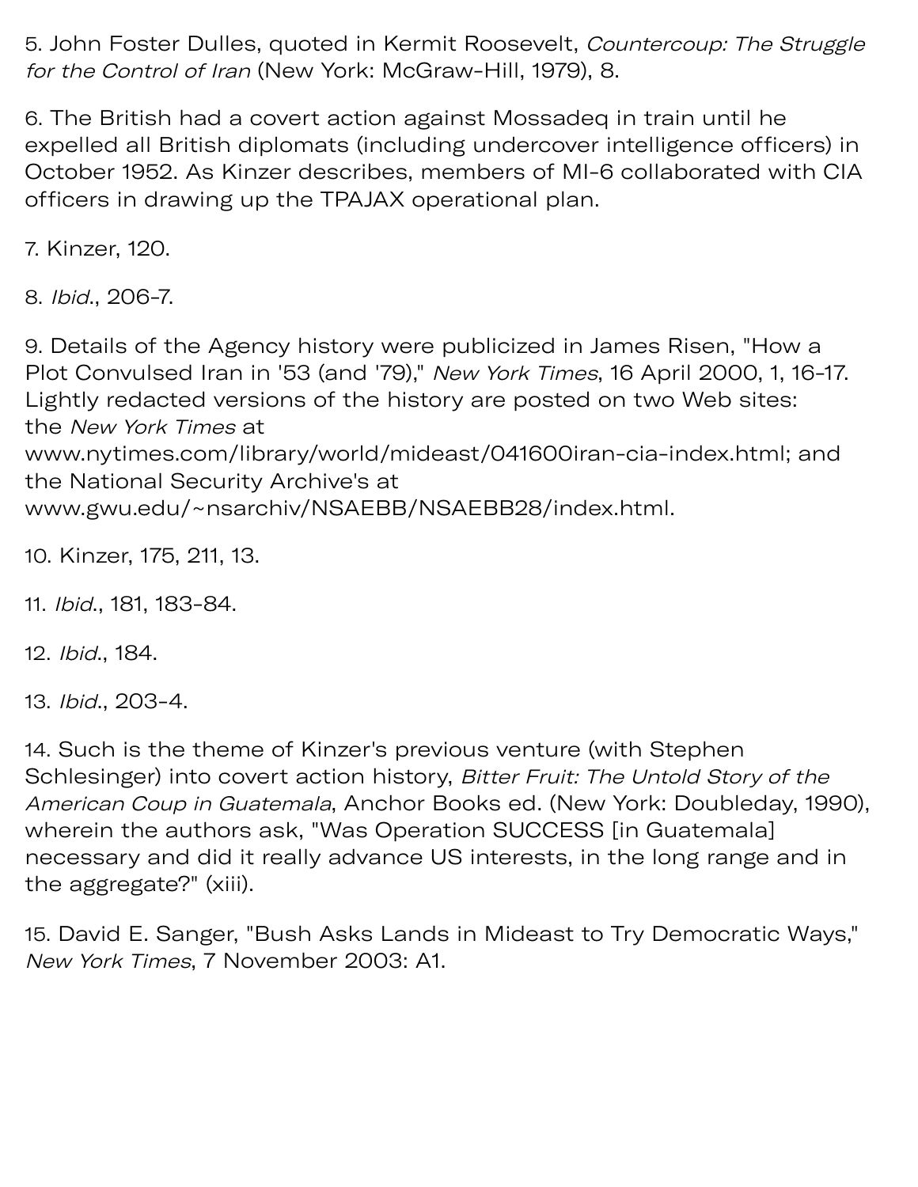5. John Foster Dulles, quoted in Kermit Roosevelt, *Countercoup: The Struggle for the Control of Iran* (New York: McGraw-Hill, 1979), 8.

6. The British had a covert action against Mossadeq in train until he expelled all British diplomats (including undercover intelligence officers) in October 1952. As Kinzer describes, members of MI-6 collaborated with CIA officers in drawing up the TPAJAX operational plan.

7. Kinzer, 120.

8. *Ibid.*, 206-7.

9. Details of the Agency history were publicized in James Risen, "How a Plot Convulsed Iran in '53 (and '79)," *New York Times*, 16 April 2000, 1, 16-17. Lightly redacted versions of the history are posted on two Web sites: the *New York Times* at www.nytimes.com/library/world/mideast/041600iran-cia-index.html; and the National Security Archive's at www.gwu.edu/~nsarchiv/NSAEBB/NSAEBB28/index.html.

10. Kinzer, 175, 211, 13.

11. *Ibid.*, 181, 183-84.

12. *Ibid.*, 184.

13. *Ibid.*, 203-4.

14. Such is the theme of Kinzer's previous venture (with Stephen Schlesinger) into covert action history, *Bitter Fruit: The Untold Story of the American Coup in Guatemala*, Anchor Books ed. (New York: Doubleday, 1990), wherein the authors ask, "Was Operation SUCCESS [in Guatemala] necessary and did it really advance US interests, in the long range and in the aggregate?" (xiii).

15. David E. Sanger, "Bush Asks Lands in Mideast to Try Democratic Ways," *New York Times*, 7 November 2003: A1.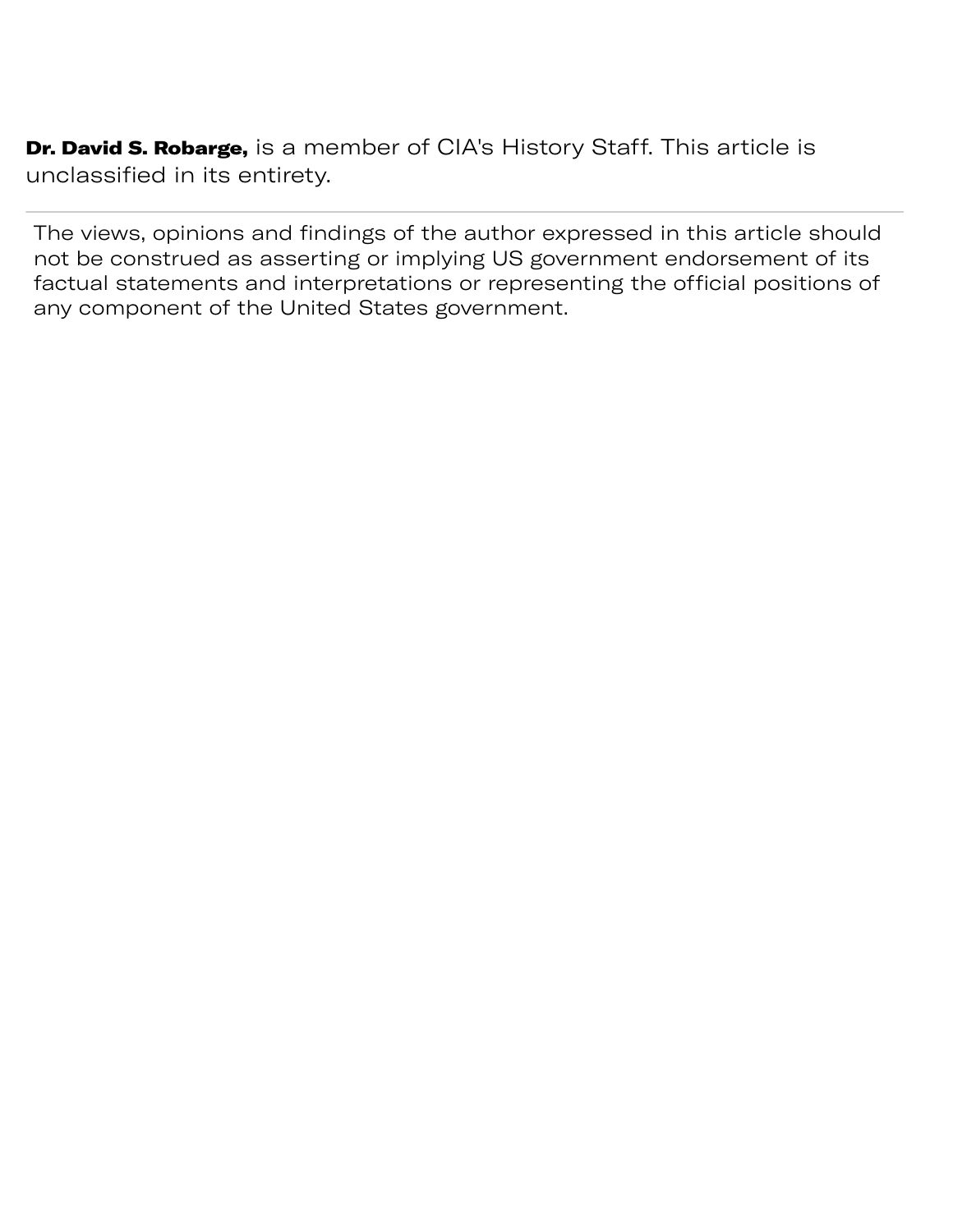**Dr. David S. Robarge,** is a member of CIA's History Staff. This article is unclassified in its entirety.

---

The views, opinions and findings of the author expressed in this article should not be construed as asserting or implying US government endorsement of its factual statements and interpretations or representing the official positions of any component of the United States government.